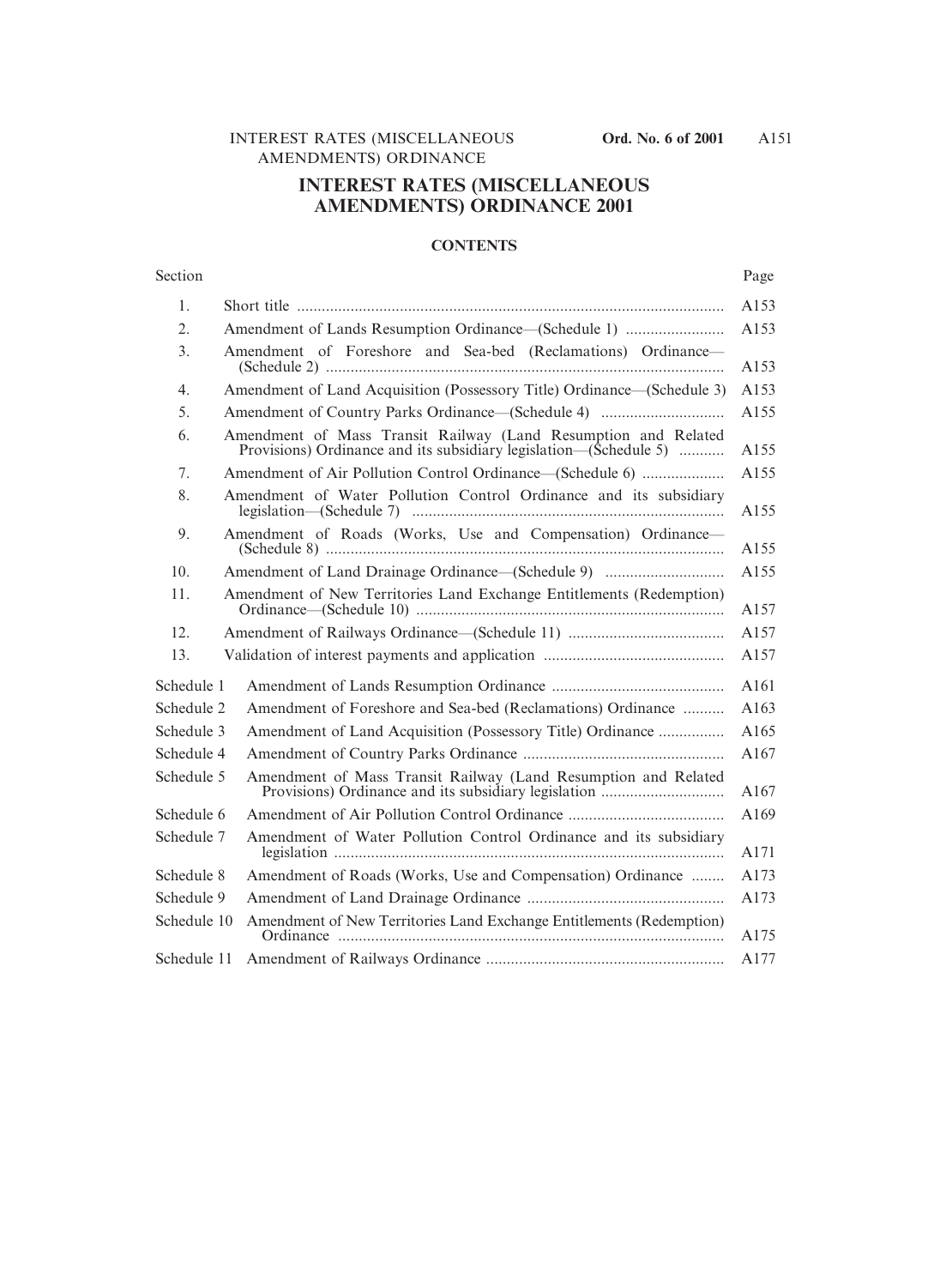# INTEREST RATES (MISCELLANEOUS AMENDMENTS) ORDINANCE 2001

## CONTENTS

| Section | | Page |
|---|---|---|
| 1. | Short title | A153 |
| 2. | Amendment of Lands Resumption Ordinance—(Schedule 1) | A153 |
| 3. | Amendment of Foreshore and Sea-bed (Reclamations) Ordinance—(Schedule 2) | A153 |
| 4. | Amendment of Land Acquisition (Possessory Title) Ordinance—(Schedule 3) | A153 |
| 5. | Amendment of Country Parks Ordinance—(Schedule 4) | A155 |
| 6. | Amendment of Mass Transit Railway (Land Resumption and Related Provisions) Ordinance and its subsidiary legislation—(Schedule 5) | A155 |
| 7. | Amendment of Air Pollution Control Ordinance—(Schedule 6) | A155 |
| 8. | Amendment of Water Pollution Control Ordinance and its subsidiary legislation—(Schedule 7) | A155 |
| 9. | Amendment of Roads (Works, Use and Compensation) Ordinance—(Schedule 8) | A155 |
| 10. | Amendment of Land Drainage Ordinance—(Schedule 9) | A155 |
| 11. | Amendment of New Territories Land Exchange Entitlements (Redemption) Ordinance—(Schedule 10) | A157 |
| 12. | Amendment of Railways Ordinance—(Schedule 11) | A157 |
| 13. | Validation of interest payments and application | A157 |
| Schedule 1 | Amendment of Lands Resumption Ordinance | A161 |
| Schedule 2 | Amendment of Foreshore and Sea-bed (Reclamations) Ordinance | A163 |
| Schedule 3 | Amendment of Land Acquisition (Possessory Title) Ordinance | A165 |
| Schedule 4 | Amendment of Country Parks Ordinance | A167 |
| Schedule 5 | Amendment of Mass Transit Railway (Land Resumption and Related Provisions) Ordinance and its subsidiary legislation | A167 |
| Schedule 6 | Amendment of Air Pollution Control Ordinance | A169 |
| Schedule 7 | Amendment of Water Pollution Control Ordinance and its subsidiary legislation | A171 |
| Schedule 8 | Amendment of Roads (Works, Use and Compensation) Ordinance | A173 |
| Schedule 9 | Amendment of Land Drainage Ordinance | A173 |
| Schedule 10 | Amendment of New Territories Land Exchange Entitlements (Redemption) Ordinance | A175 |
| Schedule 11 | Amendment of Railways Ordinance | A177 |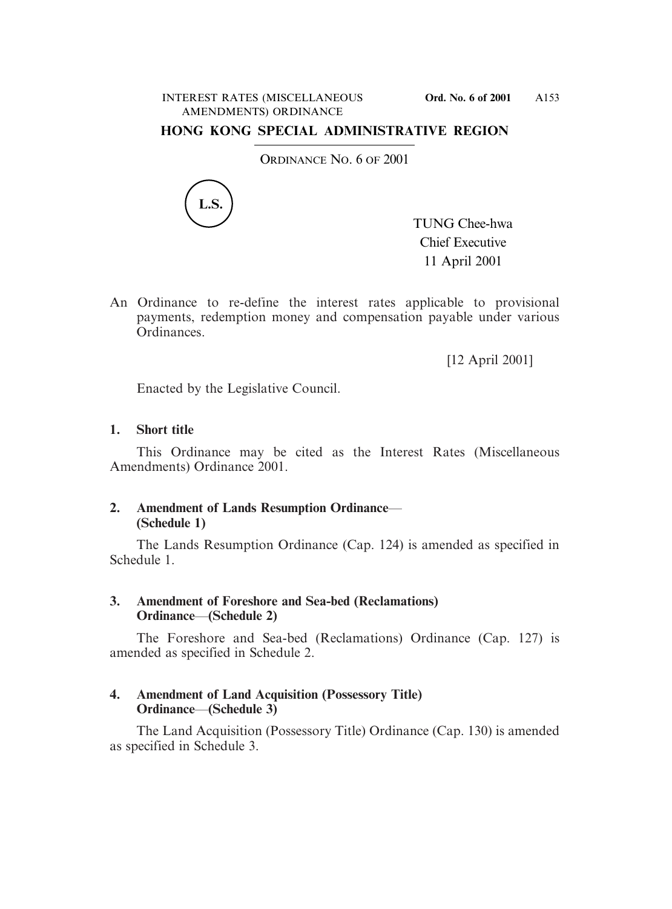# HONG KONG SPECIAL ADMINISTRATIVE REGION

ORDINANCE NO. 6 OF 2001

L.S.

TUNG Chee-hwa
Chief Executive
11 April 2001

An Ordinance to re-define the interest rates applicable to provisional payments, redemption money and compensation payable under various Ordinances.

[12 April 2001]

Enacted by the Legislative Council.

**1. Short title**

This Ordinance may be cited as the Interest Rates (Miscellaneous Amendments) Ordinance 2001.

**2. Amendment of Lands Resumption Ordinance—(Schedule 1)**

The Lands Resumption Ordinance (Cap. 124) is amended as specified in Schedule 1.

**3. Amendment of Foreshore and Sea-bed (Reclamations) Ordinance—(Schedule 2)**

The Foreshore and Sea-bed (Reclamations) Ordinance (Cap. 127) is amended as specified in Schedule 2.

**4. Amendment of Land Acquisition (Possessory Title) Ordinance—(Schedule 3)**

The Land Acquisition (Possessory Title) Ordinance (Cap. 130) is amended as specified in Schedule 3.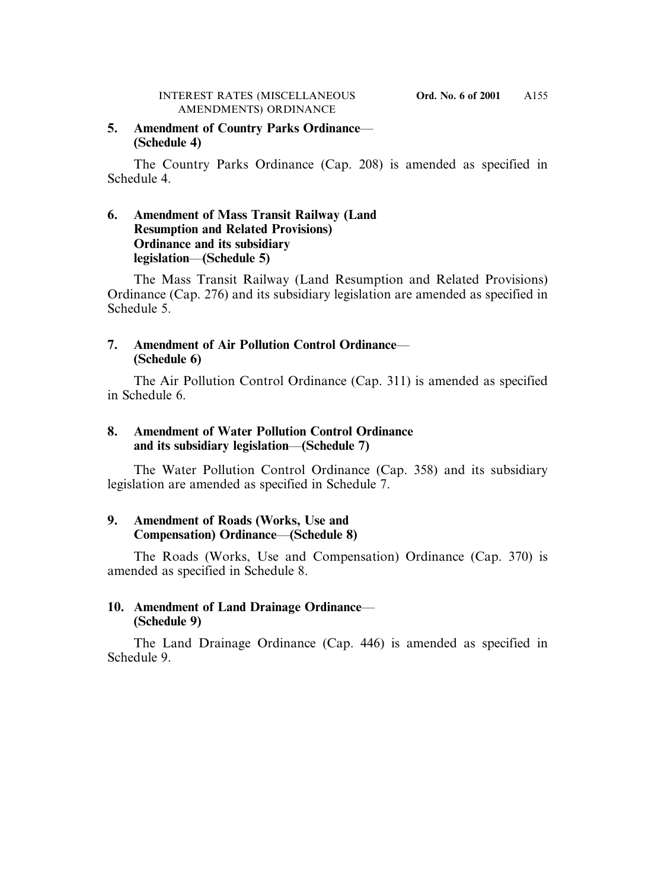**5. Amendment of Country Parks Ordinance—(Schedule 4)**

The Country Parks Ordinance (Cap. 208) is amended as specified in Schedule 4.

**6. Amendment of Mass Transit Railway (Land Resumption and Related Provisions) Ordinance and its subsidiary legislation—(Schedule 5)**

The Mass Transit Railway (Land Resumption and Related Provisions) Ordinance (Cap. 276) and its subsidiary legislation are amended as specified in Schedule 5.

**7. Amendment of Air Pollution Control Ordinance—(Schedule 6)**

The Air Pollution Control Ordinance (Cap. 311) is amended as specified in Schedule 6.

**8. Amendment of Water Pollution Control Ordinance and its subsidiary legislation—(Schedule 7)**

The Water Pollution Control Ordinance (Cap. 358) and its subsidiary legislation are amended as specified in Schedule 7.

**9. Amendment of Roads (Works, Use and Compensation) Ordinance—(Schedule 8)**

The Roads (Works, Use and Compensation) Ordinance (Cap. 370) is amended as specified in Schedule 8.

**10. Amendment of Land Drainage Ordinance—(Schedule 9)**

The Land Drainage Ordinance (Cap. 446) is amended as specified in Schedule 9.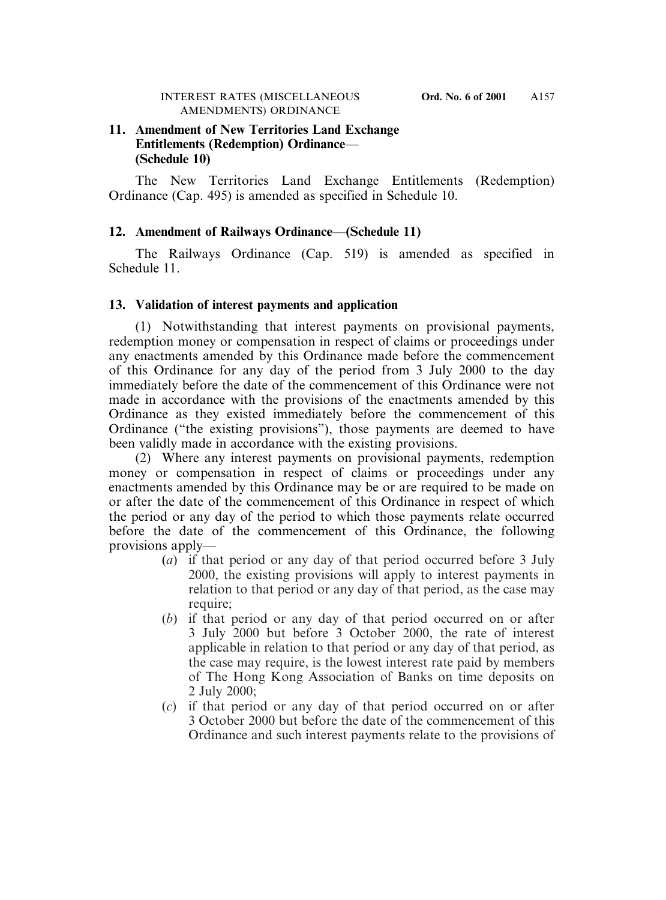### 11. Amendment of New Territories Land Exchange Entitlements (Redemption) Ordinance—(Schedule 10)

The New Territories Land Exchange Entitlements (Redemption) Ordinance (Cap. 495) is amended as specified in Schedule 10.

### 12. Amendment of Railways Ordinance—(Schedule 11)

The Railways Ordinance (Cap. 519) is amended as specified in Schedule 11.

### 13. Validation of interest payments and application

(1) Notwithstanding that interest payments on provisional payments, redemption money or compensation in respect of claims or proceedings under any enactments amended by this Ordinance made before the commencement of this Ordinance for any day of the period from 3 July 2000 to the day immediately before the date of the commencement of this Ordinance were not made in accordance with the provisions of the enactments amended by this Ordinance as they existed immediately before the commencement of this Ordinance ("the existing provisions"), those payments are deemed to have been validly made in accordance with the existing provisions.

(2) Where any interest payments on provisional payments, redemption money or compensation in respect of claims or proceedings under any enactments amended by this Ordinance may be or are required to be made on or after the date of the commencement of this Ordinance in respect of which the period or any day of the period to which those payments relate occurred before the date of the commencement of this Ordinance, the following provisions apply—

- (*a*) if that period or any day of that period occurred before 3 July 2000, the existing provisions will apply to interest payments in relation to that period or any day of that period, as the case may require;
- (*b*) if that period or any day of that period occurred on or after 3 July 2000 but before 3 October 2000, the rate of interest applicable in relation to that period or any day of that period, as the case may require, is the lowest interest rate paid by members of The Hong Kong Association of Banks on time deposits on 2 July 2000;
- (*c*) if that period or any day of that period occurred on or after 3 October 2000 but before the date of the commencement of this Ordinance and such interest payments relate to the provisions of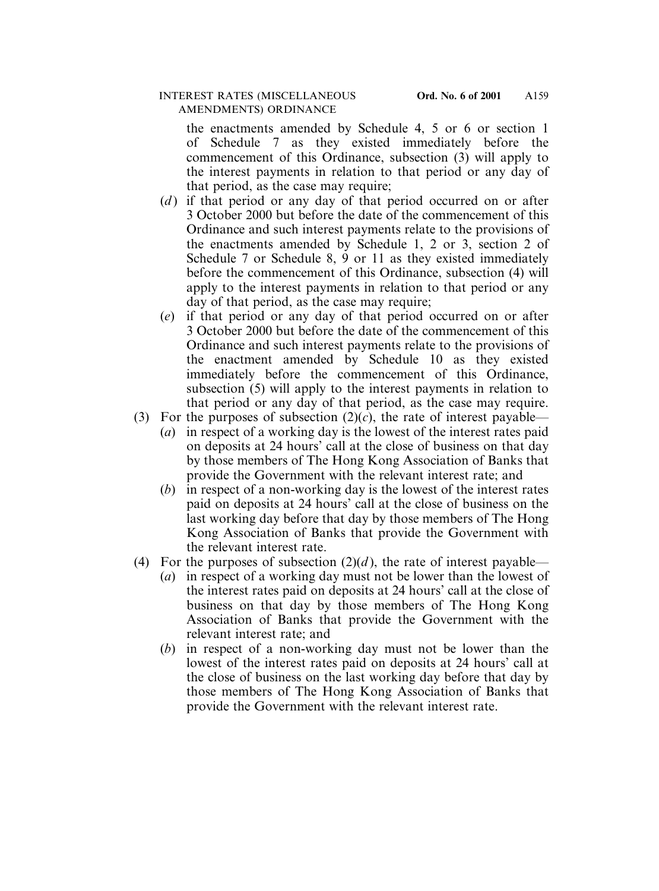the enactments amended by Schedule 4, 5 or 6 or section 1 of Schedule 7 as they existed immediately before the commencement of this Ordinance, subsection (3) will apply to the interest payments in relation to that period or any day of that period, as the case may require;

(*d*) if that period or any day of that period occurred on or after 3 October 2000 but before the date of the commencement of this Ordinance and such interest payments relate to the provisions of the enactments amended by Schedule 1, 2 or 3, section 2 of Schedule 7 or Schedule 8, 9 or 11 as they existed immediately before the commencement of this Ordinance, subsection (4) will apply to the interest payments in relation to that period or any day of that period, as the case may require;

(*e*) if that period or any day of that period occurred on or after 3 October 2000 but before the date of the commencement of this Ordinance and such interest payments relate to the provisions of the enactment amended by Schedule 10 as they existed immediately before the commencement of this Ordinance, subsection (5) will apply to the interest payments in relation to that period or any day of that period, as the case may require.

(3) For the purposes of subsection (2)(*c*), the rate of interest payable—

(*a*) in respect of a working day is the lowest of the interest rates paid on deposits at 24 hours' call at the close of business on that day by those members of The Hong Kong Association of Banks that provide the Government with the relevant interest rate; and

(*b*) in respect of a non-working day is the lowest of the interest rates paid on deposits at 24 hours' call at the close of business on the last working day before that day by those members of The Hong Kong Association of Banks that provide the Government with the relevant interest rate.

(4) For the purposes of subsection (2)(*d*), the rate of interest payable—

(*a*) in respect of a working day must not be lower than the lowest of the interest rates paid on deposits at 24 hours' call at the close of business on that day by those members of The Hong Kong Association of Banks that provide the Government with the relevant interest rate; and

(*b*) in respect of a non-working day must not be lower than the lowest of the interest rates paid on deposits at 24 hours' call at the close of business on the last working day before that day by those members of The Hong Kong Association of Banks that provide the Government with the relevant interest rate.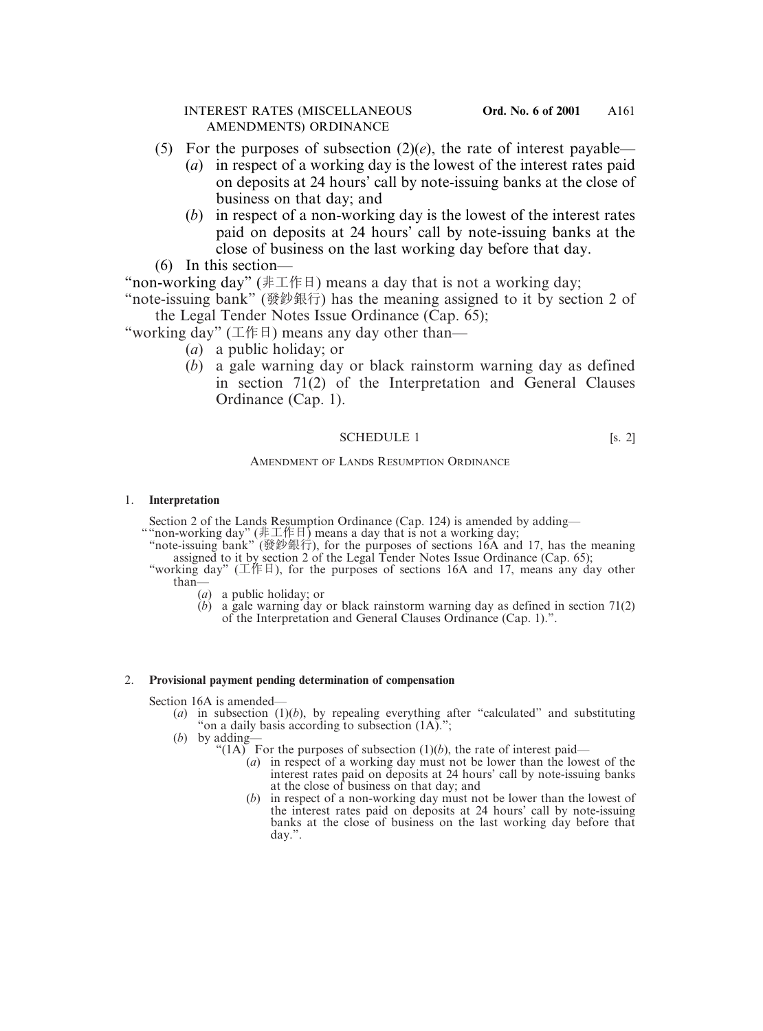(5) For the purposes of subsection (2)(*e*), the rate of interest payable—

(*a*) in respect of a working day is the lowest of the interest rates paid on deposits at 24 hours' call by note-issuing banks at the close of business on that day; and

(*b*) in respect of a non-working day is the lowest of the interest rates paid on deposits at 24 hours' call by note-issuing banks at the close of business on the last working day before that day.

(6) In this section—

"non-working day" (非工作日) means a day that is not a working day;

"note-issuing bank" (發鈔銀行) has the meaning assigned to it by section 2 of the Legal Tender Notes Issue Ordinance (Cap. 65);

"working day" (工作日) means any day other than—

(*a*) a public holiday; or

(*b*) a gale warning day or black rainstorm warning day as defined in section 71(2) of the Interpretation and General Clauses Ordinance (Cap. 1).

## SCHEDULE 1 [s. 2]

### AMENDMENT OF LANDS RESUMPTION ORDINANCE

#### 1. Interpretation

Section 2 of the Lands Resumption Ordinance (Cap. 124) is amended by adding—

""non-working day" (非工作日) means a day that is not a working day;

"note-issuing bank" (發鈔銀行), for the purposes of sections 16A and 17, has the meaning assigned to it by section 2 of the Legal Tender Notes Issue Ordinance (Cap. 65);

"working day" (工作日), for the purposes of sections 16A and 17, means any day other than—

(*a*) a public holiday; or

(*b*) a gale warning day or black rainstorm warning day as defined in section 71(2) of the Interpretation and General Clauses Ordinance (Cap. 1).".

#### 2. Provisional payment pending determination of compensation

Section 16A is amended—

(*a*) in subsection (1)(*b*), by repealing everything after "calculated" and substituting "on a daily basis according to subsection (1A).";

(*b*) by adding—

"(1A) For the purposes of subsection (1)(*b*), the rate of interest paid—

(*a*) in respect of a working day must not be lower than the lowest of the interest rates paid on deposits at 24 hours' call by note-issuing banks at the close of business on that day; and

(*b*) in respect of a non-working day must not be lower than the lowest of the interest rates paid on deposits at 24 hours' call by note-issuing banks at the close of business on the last working day before that day.".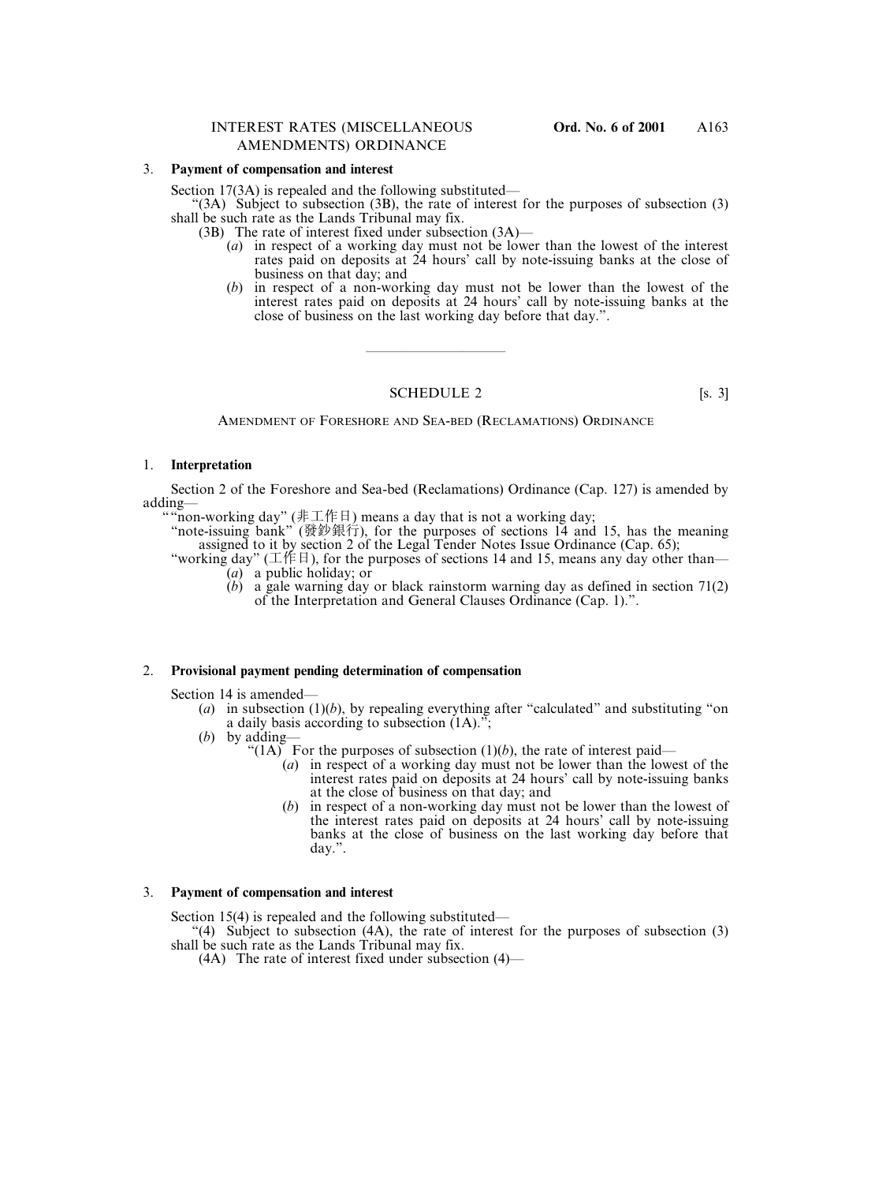3. **Payment of compensation and interest**

Section 17(3A) is repealed and the following substituted—

"(3A) Subject to subsection (3B), the rate of interest for the purposes of subsection (3) shall be such rate as the Lands Tribunal may fix.

(3B) The rate of interest fixed under subsection (3A)—

(*a*) in respect of a working day must not be lower than the lowest of the interest rates paid on deposits at 24 hours' call by note-issuing banks at the close of business on that day; and

(*b*) in respect of a non-working day must not be lower than the lowest of the interest rates paid on deposits at 24 hours' call by note-issuing banks at the close of business on the last working day before that day.".

---

SCHEDULE 2 [s. 3]

AMENDMENT OF FORESHORE AND SEA-BED (RECLAMATIONS) ORDINANCE

1. **Interpretation**

Section 2 of the Foreshore and Sea-bed (Reclamations) Ordinance (Cap. 127) is amended by adding—

""non-working day" (非工作日) means a day that is not a working day;

"note-issuing bank" (發鈔銀行), for the purposes of sections 14 and 15, has the meaning assigned to it by section 2 of the Legal Tender Notes Issue Ordinance (Cap. 65);

"working day" (工作日), for the purposes of sections 14 and 15, means any day other than—

(*a*) a public holiday; or

(*b*) a gale warning day or black rainstorm warning day as defined in section 71(2) of the Interpretation and General Clauses Ordinance (Cap. 1).".

2. **Provisional payment pending determination of compensation**

Section 14 is amended—

(*a*) in subsection (1)(*b*), by repealing everything after "calculated" and substituting "on a daily basis according to subsection (1A).";

(*b*) by adding—

"(1A) For the purposes of subsection (1)(*b*), the rate of interest paid—

(*a*) in respect of a working day must not be lower than the lowest of the interest rates paid on deposits at 24 hours' call by note-issuing banks at the close of business on that day; and

(*b*) in respect of a non-working day must not be lower than the lowest of the interest rates paid on deposits at 24 hours' call by note-issuing banks at the close of business on the last working day before that day.".

3. **Payment of compensation and interest**

Section 15(4) is repealed and the following substituted—

"(4) Subject to subsection (4A), the rate of interest for the purposes of subsection (3) shall be such rate as the Lands Tribunal may fix.

(4A) The rate of interest fixed under subsection (4)—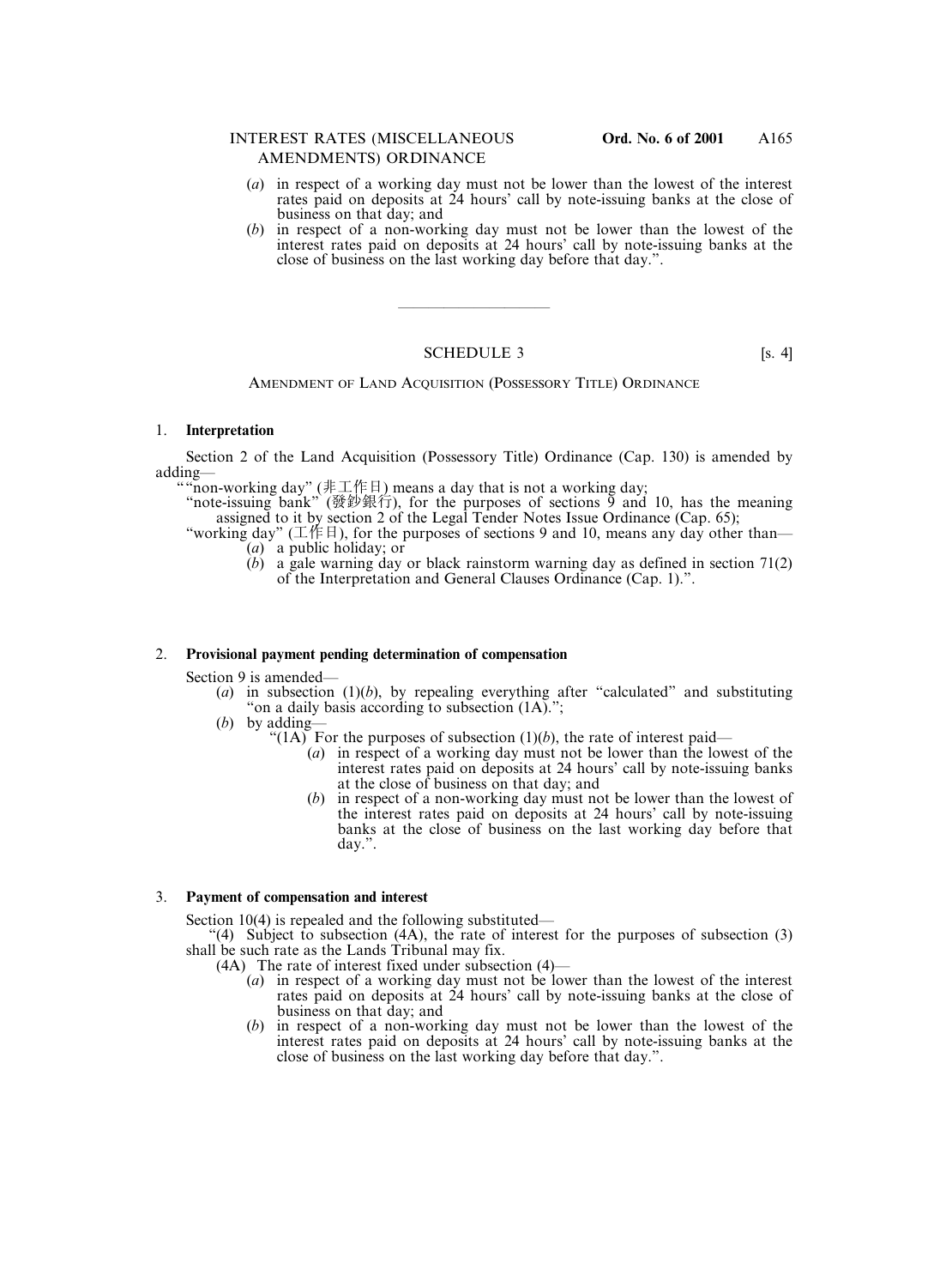(*a*) in respect of a working day must not be lower than the lowest of the interest rates paid on deposits at 24 hours' call by note-issuing banks at the close of business on that day; and

(*b*) in respect of a non-working day must not be lower than the lowest of the interest rates paid on deposits at 24 hours' call by note-issuing banks at the close of business on the last working day before that day.".

---

## SCHEDULE 3 [s. 4]

### AMENDMENT OF LAND ACQUISITION (POSSESSORY TITLE) ORDINANCE

1. **Interpretation**

Section 2 of the Land Acquisition (Possessory Title) Ordinance (Cap. 130) is amended by adding—

""non-working day" (非工作日) means a day that is not a working day;

"note-issuing bank" (發鈔銀行), for the purposes of sections 9 and 10, has the meaning assigned to it by section 2 of the Legal Tender Notes Issue Ordinance (Cap. 65);

"working day" (工作日), for the purposes of sections 9 and 10, means any day other than—

(*a*) a public holiday; or

(*b*) a gale warning day or black rainstorm warning day as defined in section 71(2) of the Interpretation and General Clauses Ordinance (Cap. 1).".

2. **Provisional payment pending determination of compensation**

Section 9 is amended—

(*a*) in subsection (1)(*b*), by repealing everything after "calculated" and substituting "on a daily basis according to subsection (1A).";

(*b*) by adding—

"(1A) For the purposes of subsection (1)(*b*), the rate of interest paid—

(*a*) in respect of a working day must not be lower than the lowest of the interest rates paid on deposits at 24 hours' call by note-issuing banks at the close of business on that day; and

(*b*) in respect of a non-working day must not be lower than the lowest of the interest rates paid on deposits at 24 hours' call by note-issuing banks at the close of business on the last working day before that day.".

3. **Payment of compensation and interest**

Section 10(4) is repealed and the following substituted—

"(4) Subject to subsection (4A), the rate of interest for the purposes of subsection (3) shall be such rate as the Lands Tribunal may fix.

(4A) The rate of interest fixed under subsection (4)—

(*a*) in respect of a working day must not be lower than the lowest of the interest rates paid on deposits at 24 hours' call by note-issuing banks at the close of business on that day; and

(*b*) in respect of a non-working day must not be lower than the lowest of the interest rates paid on deposits at 24 hours' call by note-issuing banks at the close of business on the last working day before that day.".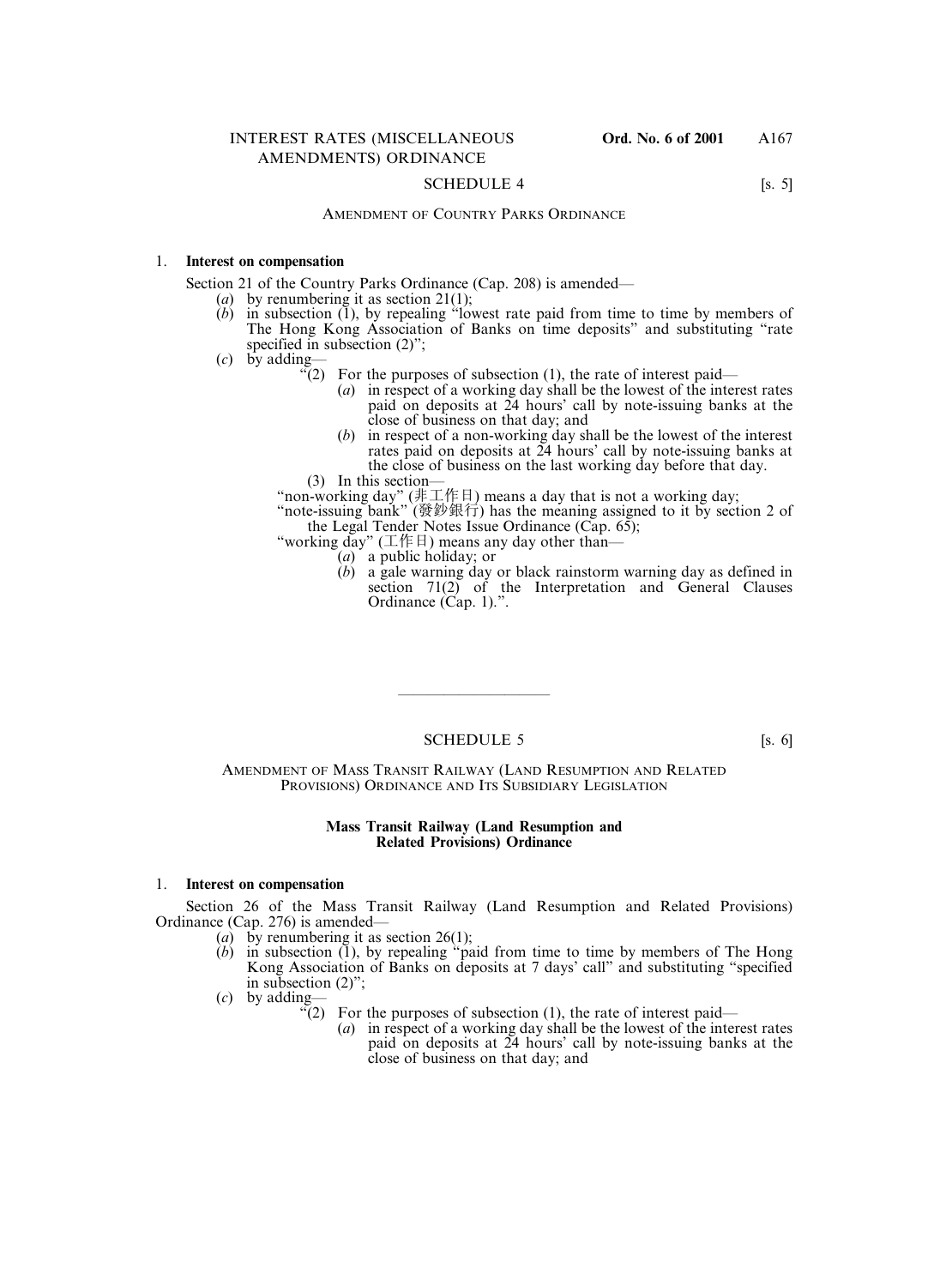## SCHEDULE 4 [s. 5]

### AMENDMENT OF COUNTRY PARKS ORDINANCE

1. **Interest on compensation**

Section 21 of the Country Parks Ordinance (Cap. 208) is amended—

(*a*) by renumbering it as section 21(1);

(*b*) in subsection (1), by repealing "lowest rate paid from time to time by members of The Hong Kong Association of Banks on time deposits" and substituting "rate specified in subsection (2)";

(*c*) by adding—

"(2) For the purposes of subsection (1), the rate of interest paid—

(*a*) in respect of a working day shall be the lowest of the interest rates paid on deposits at 24 hours' call by note-issuing banks at the close of business on that day; and

(*b*) in respect of a non-working day shall be the lowest of the interest rates paid on deposits at 24 hours' call by note-issuing banks at the close of business on the last working day before that day.

(3) In this section—

"non-working day" (非工作日) means a day that is not a working day;

"note-issuing bank" (發鈔銀行) has the meaning assigned to it by section 2 of the Legal Tender Notes Issue Ordinance (Cap. 65);

"working day" (工作日) means any day other than—

(*a*) a public holiday; or

(*b*) a gale warning day or black rainstorm warning day as defined in section 71(2) of the Interpretation and General Clauses Ordinance (Cap. 1).".

---

## SCHEDULE 5 [s. 6]

### AMENDMENT OF MASS TRANSIT RAILWAY (LAND RESUMPTION AND RELATED PROVISIONS) ORDINANCE AND ITS SUBSIDIARY LEGISLATION

#### Mass Transit Railway (Land Resumption and Related Provisions) Ordinance

1. **Interest on compensation**

Section 26 of the Mass Transit Railway (Land Resumption and Related Provisions) Ordinance (Cap. 276) is amended—

(*a*) by renumbering it as section 26(1);

(*b*) in subsection (1), by repealing "paid from time to time by members of The Hong Kong Association of Banks on deposits at 7 days' call" and substituting "specified in subsection (2)";

(*c*) by adding—

"(2) For the purposes of subsection (1), the rate of interest paid—

(*a*) in respect of a working day shall be the lowest of the interest rates paid on deposits at 24 hours' call by note-issuing banks at the close of business on that day; and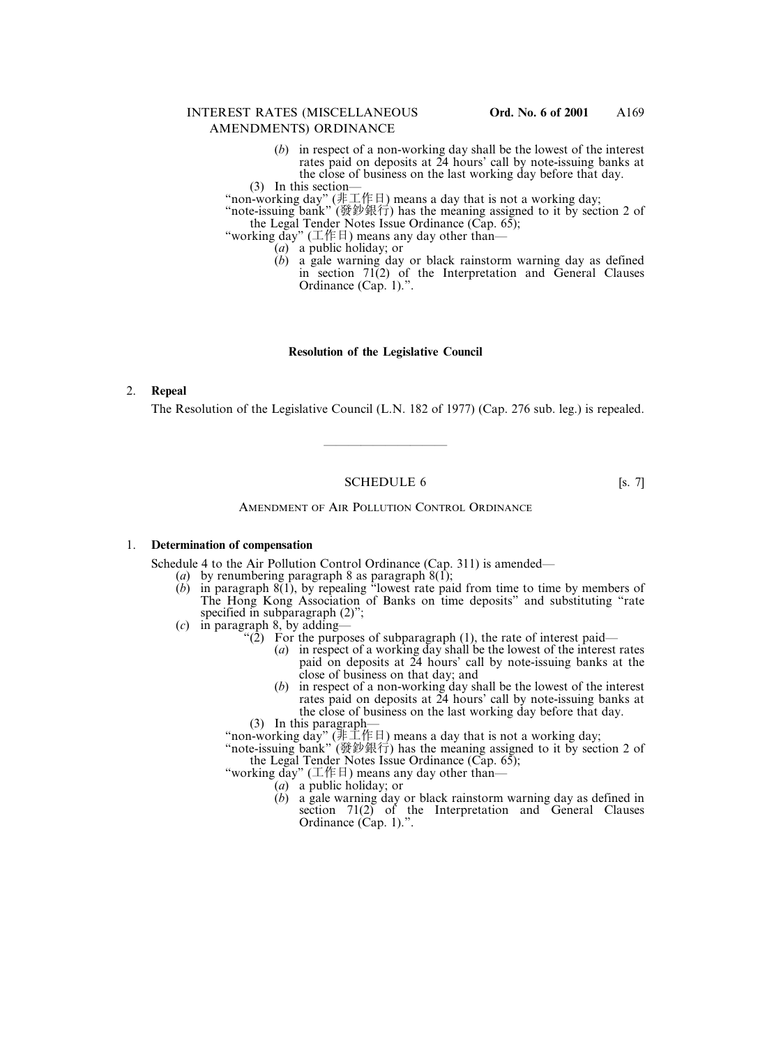(*b*) in respect of a non-working day shall be the lowest of the interest rates paid on deposits at 24 hours' call by note-issuing banks at the close of business on the last working day before that day.

(3) In this section—

"non-working day" (非工作日) means a day that is not a working day;

"note-issuing bank" (發鈔銀行) has the meaning assigned to it by section 2 of the Legal Tender Notes Issue Ordinance (Cap. 65);

"working day" (工作日) means any day other than—

(*a*) a public holiday; or

(*b*) a gale warning day or black rainstorm warning day as defined in section 71(2) of the Interpretation and General Clauses Ordinance (Cap. 1).".

**Resolution of the Legislative Council**

2. **Repeal**

The Resolution of the Legislative Council (L.N. 182 of 1977) (Cap. 276 sub. leg.) is repealed.

---

SCHEDULE 6 [s. 7]

AMENDMENT OF AIR POLLUTION CONTROL ORDINANCE

1. **Determination of compensation**

Schedule 4 to the Air Pollution Control Ordinance (Cap. 311) is amended—

(*a*) by renumbering paragraph 8 as paragraph 8(1);

(*b*) in paragraph 8(1), by repealing "lowest rate paid from time to time by members of The Hong Kong Association of Banks on time deposits" and substituting "rate specified in subparagraph (2)";

(*c*) in paragraph 8, by adding—

"(2) For the purposes of subparagraph (1), the rate of interest paid—

(*a*) in respect of a working day shall be the lowest of the interest rates paid on deposits at 24 hours' call by note-issuing banks at the close of business on that day; and

(*b*) in respect of a non-working day shall be the lowest of the interest rates paid on deposits at 24 hours' call by note-issuing banks at the close of business on the last working day before that day.

(3) In this paragraph—

"non-working day" (非工作日) means a day that is not a working day;

"note-issuing bank" (發鈔銀行) has the meaning assigned to it by section 2 of the Legal Tender Notes Issue Ordinance (Cap. 65);

"working day" (工作日) means any day other than—

(*a*) a public holiday; or

(*b*) a gale warning day or black rainstorm warning day as defined in section 71(2) of the Interpretation and General Clauses Ordinance (Cap. 1).".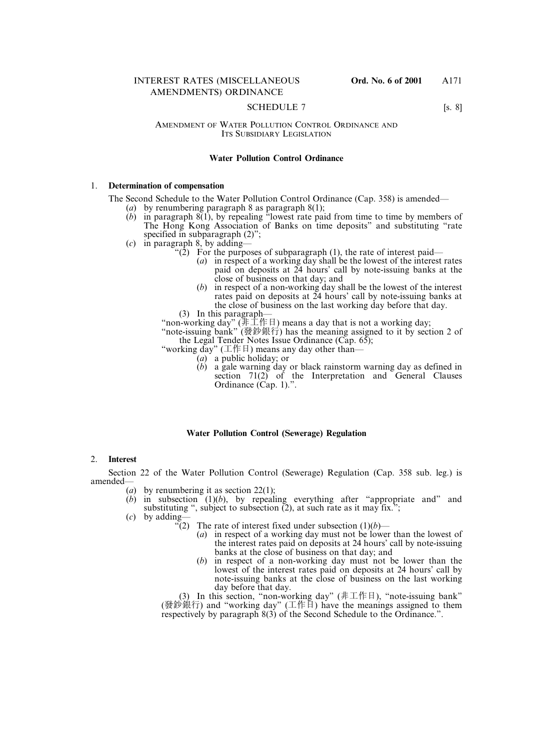## SCHEDULE 7 [s. 8]

### AMENDMENT OF WATER POLLUTION CONTROL ORDINANCE AND ITS SUBSIDIARY LEGISLATION

#### Water Pollution Control Ordinance

1. **Determination of compensation**

The Second Schedule to the Water Pollution Control Ordinance (Cap. 358) is amended—

(*a*) by renumbering paragraph 8 as paragraph 8(1);

(*b*) in paragraph 8(1), by repealing "lowest rate paid from time to time by members of The Hong Kong Association of Banks on time deposits" and substituting "rate specified in subparagraph (2)";

(*c*) in paragraph 8, by adding—

"(2) For the purposes of subparagraph (1), the rate of interest paid—

(*a*) in respect of a working day shall be the lowest of the interest rates paid on deposits at 24 hours' call by note-issuing banks at the close of business on that day; and

(*b*) in respect of a non-working day shall be the lowest of the interest rates paid on deposits at 24 hours' call by note-issuing banks at the close of business on the last working day before that day.

(3) In this paragraph—

"non-working day" (非工作日) means a day that is not a working day;

"note-issuing bank" (發鈔銀行) has the meaning assigned to it by section 2 of the Legal Tender Notes Issue Ordinance (Cap. 65);

"working day" (工作日) means any day other than—

(*a*) a public holiday; or

(*b*) a gale warning day or black rainstorm warning day as defined in section 71(2) of the Interpretation and General Clauses Ordinance (Cap. 1).".

#### Water Pollution Control (Sewerage) Regulation

2. **Interest**

Section 22 of the Water Pollution Control (Sewerage) Regulation (Cap. 358 sub. leg.) is amended—

(*a*) by renumbering it as section 22(1);

(*b*) in subsection (1)(*b*), by repealing everything after "appropriate and" and substituting ", subject to subsection (2), at such rate as it may fix.";

(*c*) by adding—

"(2) The rate of interest fixed under subsection (1)(*b*)—

(*a*) in respect of a working day must not be lower than the lowest of the interest rates paid on deposits at 24 hours' call by note-issuing banks at the close of business on that day; and

(*b*) in respect of a non-working day must not be lower than the lowest of the interest rates paid on deposits at 24 hours' call by note-issuing banks at the close of business on the last working day before that day.

(3) In this section, "non-working day" (非工作日), "note-issuing bank" (發鈔銀行) and "working day" (工作日) have the meanings assigned to them respectively by paragraph 8(3) of the Second Schedule to the Ordinance.".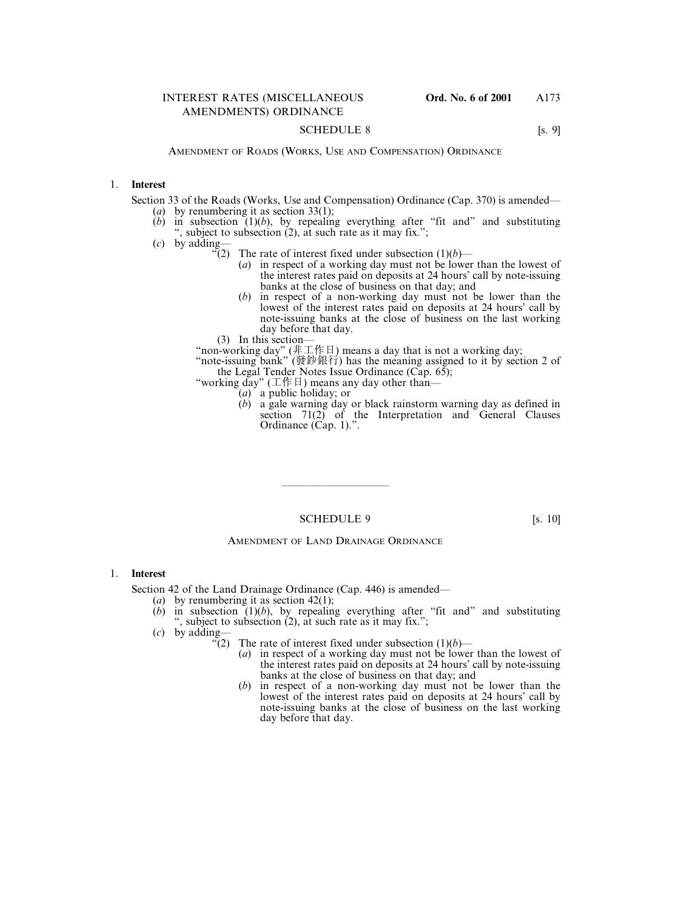## SCHEDULE 8 [s. 9]

### AMENDMENT OF ROADS (WORKS, USE AND COMPENSATION) ORDINANCE

1. **Interest**

Section 33 of the Roads (Works, Use and Compensation) Ordinance (Cap. 370) is amended—

(*a*) by renumbering it as section 33(1);

(*b*) in subsection (1)(*b*), by repealing everything after "fit and" and substituting ", subject to subsection (2), at such rate as it may fix.";

(*c*) by adding—

"(2) The rate of interest fixed under subsection (1)(*b*)—

(*a*) in respect of a working day must not be lower than the lowest of the interest rates paid on deposits at 24 hours' call by note-issuing banks at the close of business on that day; and

(*b*) in respect of a non-working day must not be lower than the lowest of the interest rates paid on deposits at 24 hours' call by note-issuing banks at the close of business on the last working day before that day.

(3) In this section—

"non-working day" (非工作日) means a day that is not a working day;

"note-issuing bank" (發鈔銀行) has the meaning assigned to it by section 2 of the Legal Tender Notes Issue Ordinance (Cap. 65);

"working day" (工作日) means any day other than—

(*a*) a public holiday; or

(*b*) a gale warning day or black rainstorm warning day as defined in section 71(2) of the Interpretation and General Clauses Ordinance (Cap. 1).".

---

## SCHEDULE 9 [s. 10]

### AMENDMENT OF LAND DRAINAGE ORDINANCE

1. **Interest**

Section 42 of the Land Drainage Ordinance (Cap. 446) is amended—

(*a*) by renumbering it as section 42(1);

(*b*) in subsection (1)(*b*), by repealing everything after "fit and" and substituting ", subject to subsection (2), at such rate as it may fix.";

(*c*) by adding—

"(2) The rate of interest fixed under subsection (1)(*b*)—

(*a*) in respect of a working day must not be lower than the lowest of the interest rates paid on deposits at 24 hours' call by note-issuing banks at the close of business on that day; and

(*b*) in respect of a non-working day must not be lower than the lowest of the interest rates paid on deposits at 24 hours' call by note-issuing banks at the close of business on the last working day before that day.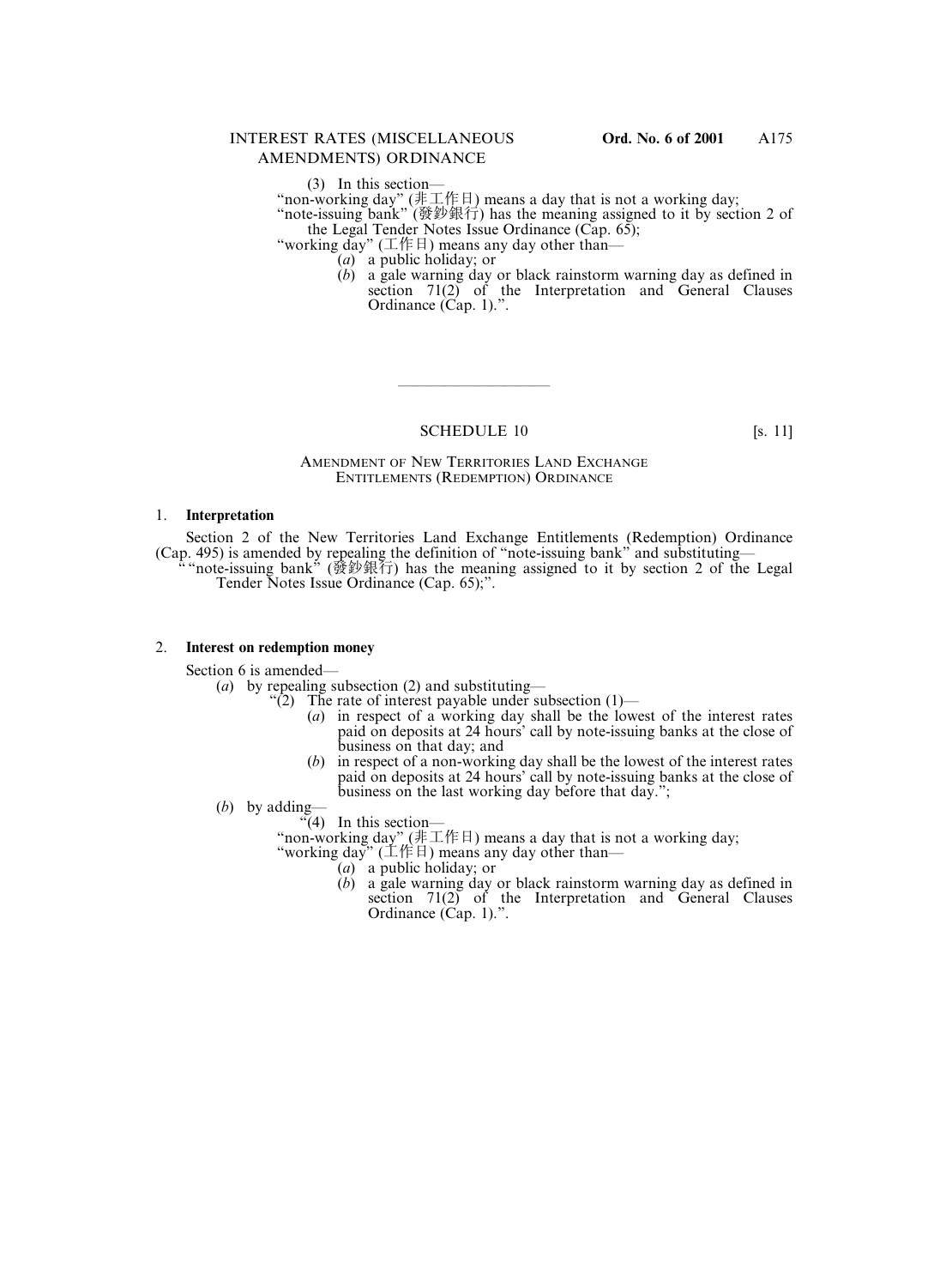(3) In this section—

"non-working day" (非工作日) means a day that is not a working day;

"note-issuing bank" (發鈔銀行) has the meaning assigned to it by section 2 of the Legal Tender Notes Issue Ordinance (Cap. 65);

"working day" (工作日) means any day other than—

(*a*) a public holiday; or

(*b*) a gale warning day or black rainstorm warning day as defined in section 71(2) of the Interpretation and General Clauses Ordinance (Cap. 1).".

---

## SCHEDULE 10 [s. 11]

### AMENDMENT OF NEW TERRITORIES LAND EXCHANGE ENTITLEMENTS (REDEMPTION) ORDINANCE

1. **Interpretation**

Section 2 of the New Territories Land Exchange Entitlements (Redemption) Ordinance (Cap. 495) is amended by repealing the definition of "note-issuing bank" and substituting—

" "note-issuing bank" (發鈔銀行) has the meaning assigned to it by section 2 of the Legal Tender Notes Issue Ordinance (Cap. 65);".

2. **Interest on redemption money**

Section 6 is amended—

(*a*) by repealing subsection (2) and substituting—

"(2) The rate of interest payable under subsection (1)—

(*a*) in respect of a working day shall be the lowest of the interest rates paid on deposits at 24 hours' call by note-issuing banks at the close of business on that day; and

(*b*) in respect of a non-working day shall be the lowest of the interest rates paid on deposits at 24 hours' call by note-issuing banks at the close of business on the last working day before that day.";

(*b*) by adding—

"(4) In this section—

"non-working day" (非工作日) means a day that is not a working day;

"working day" (工作日) means any day other than—

(*a*) a public holiday; or

(*b*) a gale warning day or black rainstorm warning day as defined in section 71(2) of the Interpretation and General Clauses Ordinance (Cap. 1).".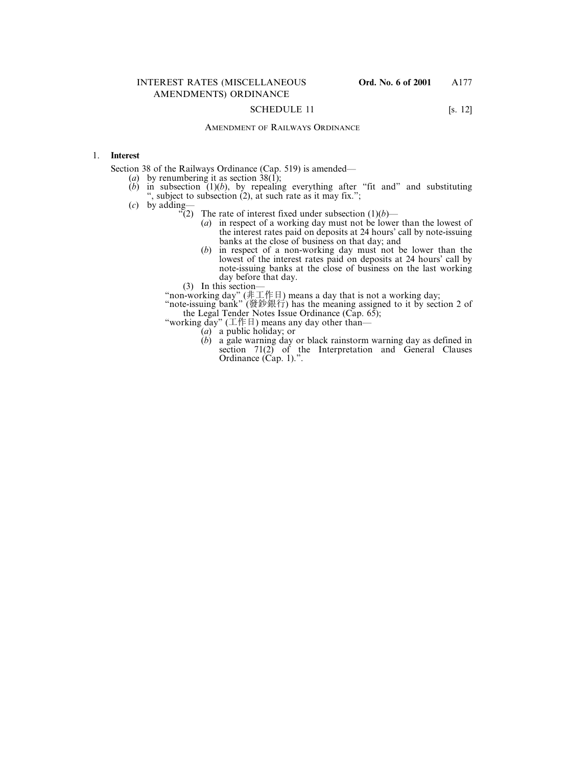## SCHEDULE 11

[s. 12]

### AMENDMENT OF RAILWAYS ORDINANCE

1. **Interest**

Section 38 of the Railways Ordinance (Cap. 519) is amended—

(*a*) by renumbering it as section 38(1);

(*b*) in subsection (1)(*b*), by repealing everything after "fit and" and substituting ", subject to subsection (2), at such rate as it may fix.";

(*c*) by adding—

"(2) The rate of interest fixed under subsection (1)(*b*)—

(*a*) in respect of a working day must not be lower than the lowest of the interest rates paid on deposits at 24 hours' call by note-issuing banks at the close of business on that day; and

(*b*) in respect of a non-working day must not be lower than the lowest of the interest rates paid on deposits at 24 hours' call by note-issuing banks at the close of business on the last working day before that day.

(3) In this section—

"non-working day" (非工作日) means a day that is not a working day;

"note-issuing bank" (發鈔銀行) has the meaning assigned to it by section 2 of the Legal Tender Notes Issue Ordinance (Cap. 65);

"working day" (工作日) means any day other than—

(*a*) a public holiday; or

(*b*) a gale warning day or black rainstorm warning day as defined in section 71(2) of the Interpretation and General Clauses Ordinance (Cap. 1).".